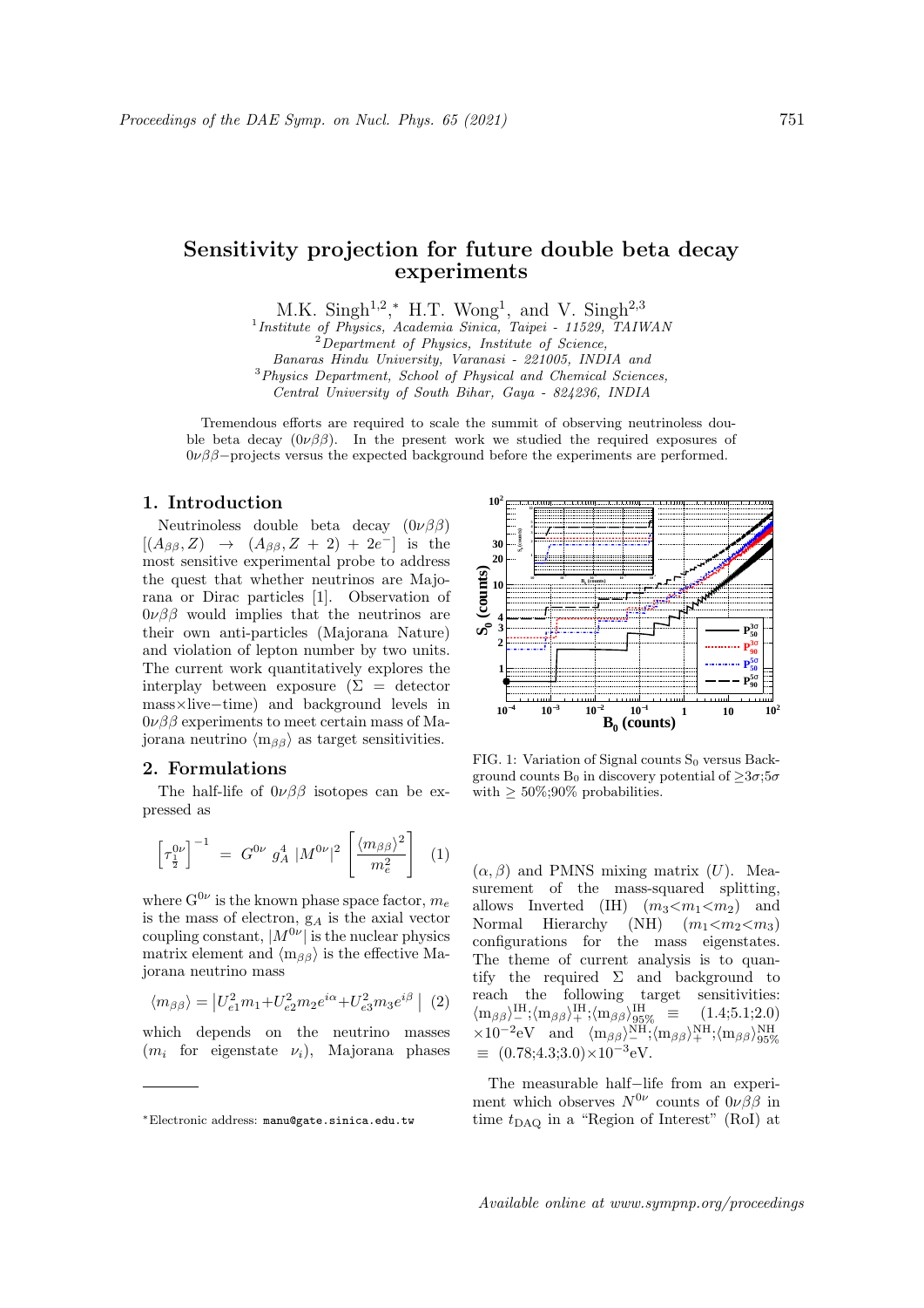# Sensitivity projection for future double beta decay experiments

M.K. Singh[1,2,*] H.T. Wong[1], and V. Singh[2,3]

[1] *Institute of Physics, Academia Sinica, Taipei - 11529, TAIWAN*
[2] *Department of Physics, Institute of Science, Banaras Hindu University, Varanasi - 221005, INDIA and*
[3] *Physics Department, School of Physical and Chemical Sciences, Central University of South Bihar, Gaya - 824236, INDIA*

Tremendous efforts are required to scale the summit of observing neutrinoless double beta decay ($0\nu\beta\beta$). In the present work we studied the required exposures of $0\nu\beta\beta-$projects versus the expected background before the experiments are performed.

## 1. Introduction

Neutrinoless double beta decay ($0\nu\beta\beta$) $[(A_{\beta\beta}, Z) \rightarrow (A_{\beta\beta}, Z+2) + 2e^-]$ is the most sensitive experimental probe to address the quest that whether neutrinos are Majorana or Dirac particles [1]. Observation of $0\nu\beta\beta$ would implies that the neutrinos are their own anti-particles (Majorana Nature) and violation of lepton number by two units. The current work quantitatively explores the interplay between exposure ($\Sigma$ = detector mass×live−time) and background levels in $0\nu\beta\beta$ experiments to meet certain mass of Majorana neutrino $\langle m_{\beta\beta}\rangle$ as target sensitivities.

## 2. Formulations

The half-life of $0\nu\beta\beta$ isotopes can be expressed as

$$\left[\tau^{0\nu}_{\frac{1}{2}}\right]^{-1} = G^{0\nu}\ g_A^4\ |M^{0\nu}|^2 \left[\frac{\langle m_{\beta\beta}\rangle^2}{m_e^2}\right] \quad (1)$$

where $G^{0\nu}$ is the known phase space factor, $m_e$ is the mass of electron, $g_A$ is the axial vector coupling constant, $|M^{0\nu}|$ is the nuclear physics matrix element and $\langle m_{\beta\beta}\rangle$ is the effective Majorana neutrino mass

$$\langle m_{\beta\beta}\rangle = \left|U_{e1}^2 m_1 + U_{e2}^2 m_2 e^{i\alpha} + U_{e3}^2 m_3 e^{i\beta}\right| \quad (2)$$

which depends on the neutrino masses ($m_i$ for eigenstate $\nu_i$), Majorana phases

FIG. 1: Variation of Signal counts $S_0$ versus Background counts $B_0$ in discovery potential of $\geq 3\sigma;5\sigma$ with $\geq$ 50%;90% probabilities.

($\alpha, \beta$) and PMNS mixing matrix ($U$). Measurement of the mass-squared splitting, allows Inverted (IH) ($m_3 < m_1 < m_2$) and Normal Hierarchy (NH) ($m_1 < m_2 < m_3$) configurations for the mass eigenstates. The theme of current analysis is to quantify the required $\Sigma$ and background to reach the following target sensitivities: $\langle m_{\beta\beta}\rangle^{IH}_{-};\langle m_{\beta\beta}\rangle^{IH}_{+};\langle m_{\beta\beta}\rangle^{IH}_{95\%} \equiv (1.4;5.1;2.0) \times 10^{-2}$eV and $\langle m_{\beta\beta}\rangle^{NH}_{-};\langle m_{\beta\beta}\rangle^{NH}_{+};\langle m_{\beta\beta}\rangle^{NH}_{95\%} \equiv (0.78;4.3;3.0)\times 10^{-3}$eV.

The measurable half−life from an experiment which observes $N^{0\nu}$ counts of $0\nu\beta\beta$ in time $t_{\rm DAQ}$ in a "Region of Interest" (RoI) at

---

*Electronic address: manu@gate.sinica.edu.tw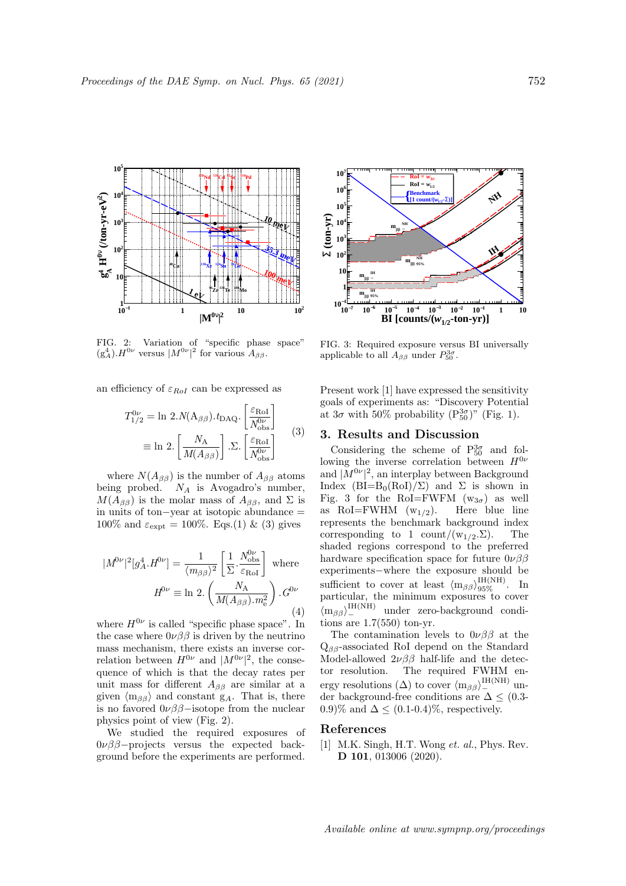$10^5$
$10^4$
$10^3$
$10^2$
$10$
$1$
$10^{-1}$ $1$ $10$ $10^2$

$g_A^4\ H^{0\nu}$ (/ton-yr-eV$^2$)

$|M^{0\nu}|^2$

$^{150}$Nd $^{116}$Cd $^{82}$Se $^{110}$Pd

10 meV

35.3 meV

100 meV

1 eV

$^{48}$Ca $^{136}$Xe $^{124}$Sn $^{76}$Ge $^{96}$Zr $^{130}$Te $^{100}$Mo

FIG. 2: Variation of "specific phase space" $(g_A^4).H^{0\nu}$ versus $|M^{0\nu}|^2$ for various $A_{\beta\beta}$.

$10^7$
$10^6$
$10^5$
$10^4$
$10^3$
$10^2$
$10$
$1$
$10^{-1}$
$10^{-7}$ $10^{-6}$ $10^{-5}$ $10^{-4}$ $10^{-3}$ $10^{-2}$ $10^{-1}$ $1$ $10$

$\Sigma$ (ton-yr)

BI [counts/($w_{1/2}$-ton-yr)]

RoI = $w_{3\sigma}$
RoI = $w_{1/2}$
Benchmark [1 count/($w_{1/2}$-$\Sigma$)]

NH
IH

$m_{\beta\beta}^{NH}$
$m_{\beta\beta\ 95\%}^{NH}$
$m_{\beta\beta}^{IH}$
$m_{\beta\beta\ 95\%}^{IH}$

FIG. 3: Required exposure versus BI universally applicable to all $A_{\beta\beta}$ under $P_{50}^{3\sigma}$.

an efficiency of $\varepsilon_{RoI}$ can be expressed as

$$
\begin{aligned}
T_{1/2}^{0\nu} &= \ln 2.N(A_{\beta\beta}).t_{\rm DAQ}.\left[\frac{\varepsilon_{\rm RoI}}{N_{\rm obs}^{0\nu}}\right] \\
&\equiv \ln 2.\left[\frac{N_{\rm A}}{M(A_{\beta\beta})}\right].\Sigma.\left[\frac{\varepsilon_{\rm RoI}}{N_{\rm obs}^{0\nu}}\right]
\end{aligned}
\tag{3}
$$

where $N(A_{\beta\beta})$ is the number of $A_{\beta\beta}$ atoms being probed. $N_A$ is Avogadro's number, $M(A_{\beta\beta})$ is the molar mass of $A_{\beta\beta}$, and $\Sigma$ is in units of ton−year at isotopic abundance = 100% and $\varepsilon_{\rm expt}$ = 100%. Eqs.(1) & (3) gives

$$
|M^{0\nu}|^2[g_A^4.H^{0\nu}] = \frac{1}{\langle m_{\beta\beta}\rangle^2}\left[\frac{1}{\Sigma}.\frac{N_{\rm obs}^{0\nu}}{\varepsilon_{\rm RoI}}\right] \text{ where}
$$

$$
H^{0\nu} \equiv \ln 2.\left(\frac{N_{\rm A}}{M(A_{\beta\beta}).m_e^2}\right).G^{0\nu}
\tag{4}
$$

where $H^{0\nu}$ is called "specific phase space". In the case where $0\nu\beta\beta$ is driven by the neutrino mass mechanism, there exists an inverse correlation between $H^{0\nu}$ and $|M^{0\nu}|^2$, the consequence of which is that the decay rates per unit mass for different $A_{\beta\beta}$ are similar at a given $\langle m_{\beta\beta}\rangle$ and constant $g_A$. That is, there is no favored $0\nu\beta\beta$−isotope from the nuclear physics point of view (Fig. 2).

We studied the required exposures of $0\nu\beta\beta$−projects versus the expected background before the experiments are performed. Present work [1] have expressed the sensitivity goals of experiments as: "Discovery Potential at $3\sigma$ with 50% probability ($P_{50}^{3\sigma}$)" (Fig. 1).

## 3. Results and Discussion

Considering the scheme of $P_{50}^{3\sigma}$ and following the inverse correlation between $H^{0\nu}$ and $|M^{0\nu}|^2$, an interplay between Background Index (BI=$B_0$(RoI)/$\Sigma$) and $\Sigma$ is shown in Fig. 3 for the RoI=FWFM ($w_{3\sigma}$) as well as RoI=FWHM ($w_{1/2}$). Here blue line represents the benchmark background index corresponding to 1 count/($w_{1/2}.\Sigma$). The shaded regions correspond to the preferred hardware specification space for future $0\nu\beta\beta$ experiments−where the exposure should be sufficient to cover at least $\langle m_{\beta\beta}\rangle_{95\%}^{\rm IH(NH)}$. In particular, the minimum exposures to cover $\langle m_{\beta\beta}\rangle_{-}^{\rm IH(NH)}$ under zero-background conditions are 1.7(550) ton-yr.

The contamination levels to $0\nu\beta\beta$ at the $Q_{\beta\beta}$-associated RoI depend on the Standard Model-allowed $2\nu\beta\beta$ half-life and the detector resolution. The required FWHM energy resolutions ($\Delta$) to cover $\langle m_{\beta\beta}\rangle_{-}^{\rm IH(NH)}$ under background-free conditions are $\Delta \leq$ (0.3-0.9)% and $\Delta \leq$ (0.1-0.4)%, respectively.

## References

[1] M.K. Singh, H.T. Wong *et. al.*, Phys. Rev. **D 101**, 013006 (2020).

*Available online at www.sympnp.org/proceedings*